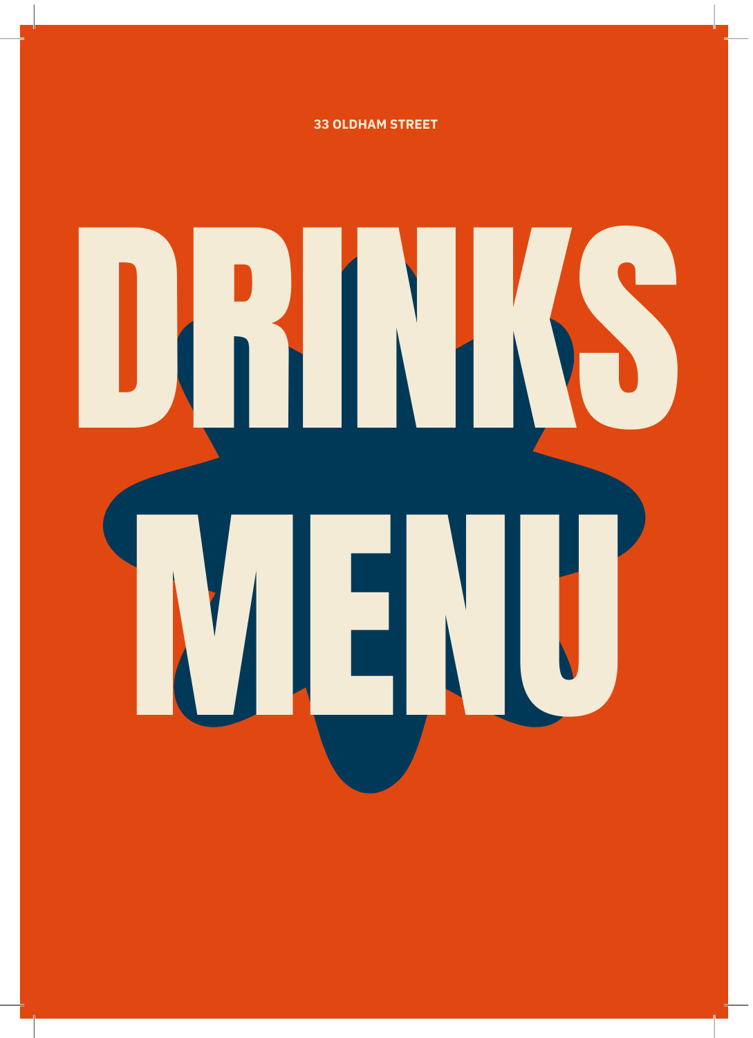33 OLDHAM STREET

# DRINKS MENU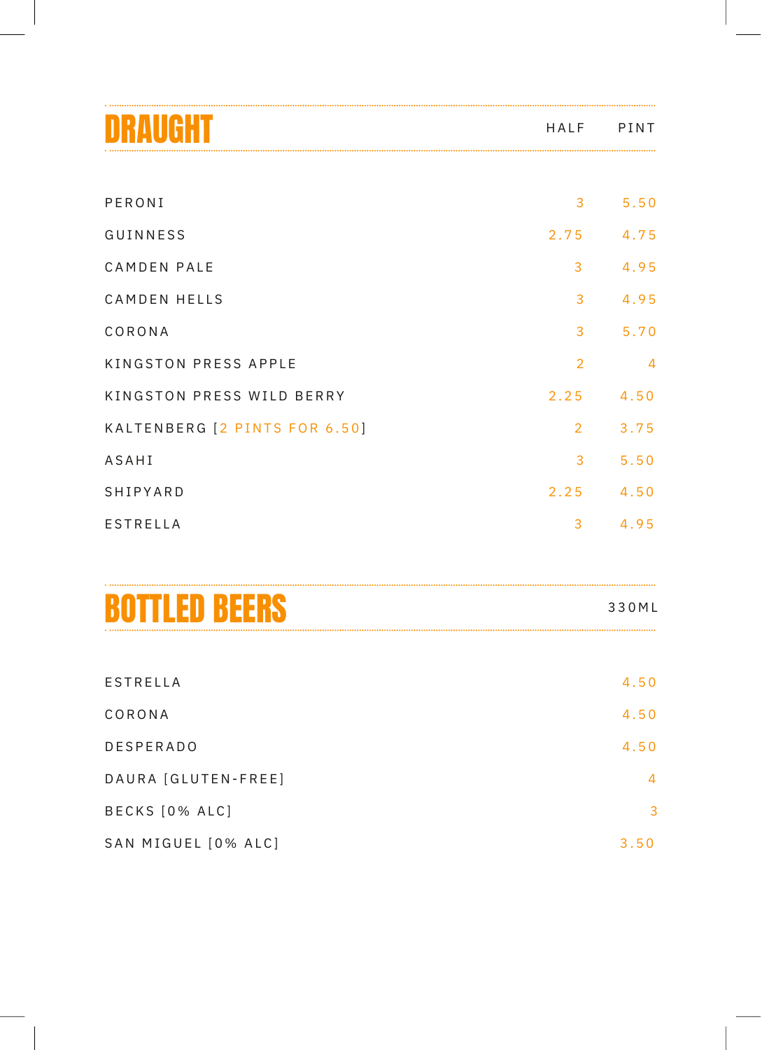## DRAUGHT

| | HALF | PINT |
|---|---|---|
| PERONI | 3 | 5.50 |
| GUINNESS | 2.75 | 4.75 |
| CAMDEN PALE | 3 | 4.95 |
| CAMDEN HELLS | 3 | 4.95 |
| CORONA | 3 | 5.70 |
| KINGSTON PRESS APPLE | 2 | 4 |
| KINGSTON PRESS WILD BERRY | 2.25 | 4.50 |
| KALTENBERG [2 PINTS FOR 6.50] | 2 | 3.75 |
| ASAHI | 3 | 5.50 |
| SHIPYARD | 2.25 | 4.50 |
| ESTRELLA | 3 | 4.95 |

## BOTTLED BEERS

| | 330ML |
|---|---|
| ESTRELLA | 4.50 |
| CORONA | 4.50 |
| DESPERADO | 4.50 |
| DAURA [GLUTEN-FREE] | 4 |
| BECKS [0% ALC] | 3 |
| SAN MIGUEL [0% ALC] | 3.50 |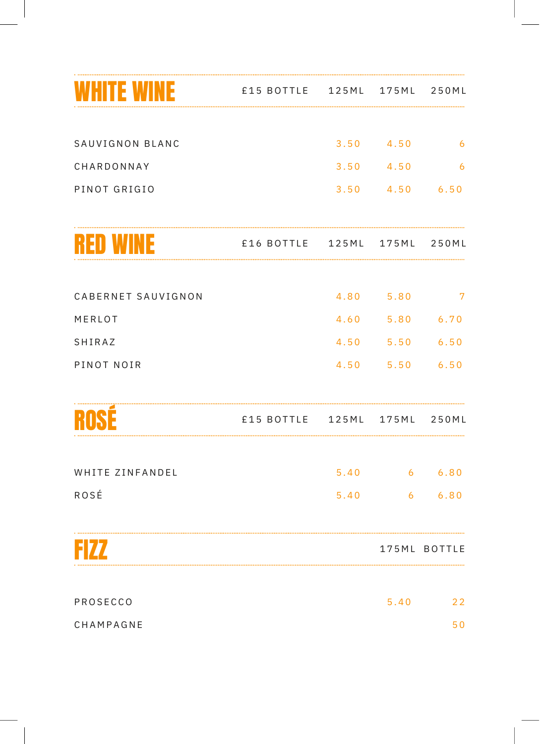## WHITE WINE

| | £15 BOTTLE | 125ML | 175ML | 250ML |
|---|---|---|---|---|
| SAUVIGNON BLANC | | 3.50 | 4.50 | 6 |
| CHARDONNAY | | 3.50 | 4.50 | 6 |
| PINOT GRIGIO | | 3.50 | 4.50 | 6.50 |

## RED WINE

| | £16 BOTTLE | 125ML | 175ML | 250ML |
|---|---|---|---|---|
| CABERNET SAUVIGNON | | 4.80 | 5.80 | 7 |
| MERLOT | | 4.60 | 5.80 | 6.70 |
| SHIRAZ | | 4.50 | 5.50 | 6.50 |
| PINOT NOIR | | 4.50 | 5.50 | 6.50 |

## ROSÉ

| | £15 BOTTLE | 125ML | 175ML | 250ML |
|---|---|---|---|---|
| WHITE ZINFANDEL | | 5.40 | 6 | 6.80 |
| ROSÉ | | 5.40 | 6 | 6.80 |

## FIZZ

| | 175ML | BOTTLE |
|---|---|---|
| PROSECCO | 5.40 | 22 |
| CHAMPAGNE | | 50 |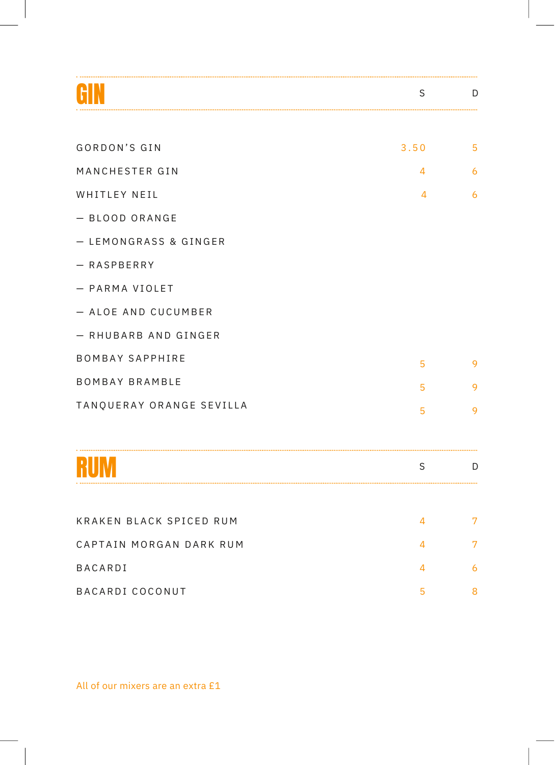# GIN

| | S | D |
|---|---|---|
| GORDON'S GIN | 3.50 | 5 |
| MANCHESTER GIN | 4 | 6 |
| WHITLEY NEIL | 4 | 6 |
| — BLOOD ORANGE | | |
| — LEMONGRASS & GINGER | | |
| — RASPBERRY | | |
| — PARMA VIOLET | | |
| — ALOE AND CUCUMBER | | |
| — RHUBARB AND GINGER | | |
| BOMBAY SAPPHIRE | 5 | 9 |
| BOMBAY BRAMBLE | 5 | 9 |
| TANQUERAY ORANGE SEVILLA | 5 | 9 |

# RUM

| | S | D |
|---|---|---|
| KRAKEN BLACK SPICED RUM | 4 | 7 |
| CAPTAIN MORGAN DARK RUM | 4 | 7 |
| BACARDI | 4 | 6 |
| BACARDI COCONUT | 5 | 8 |

All of our mixers are an extra £1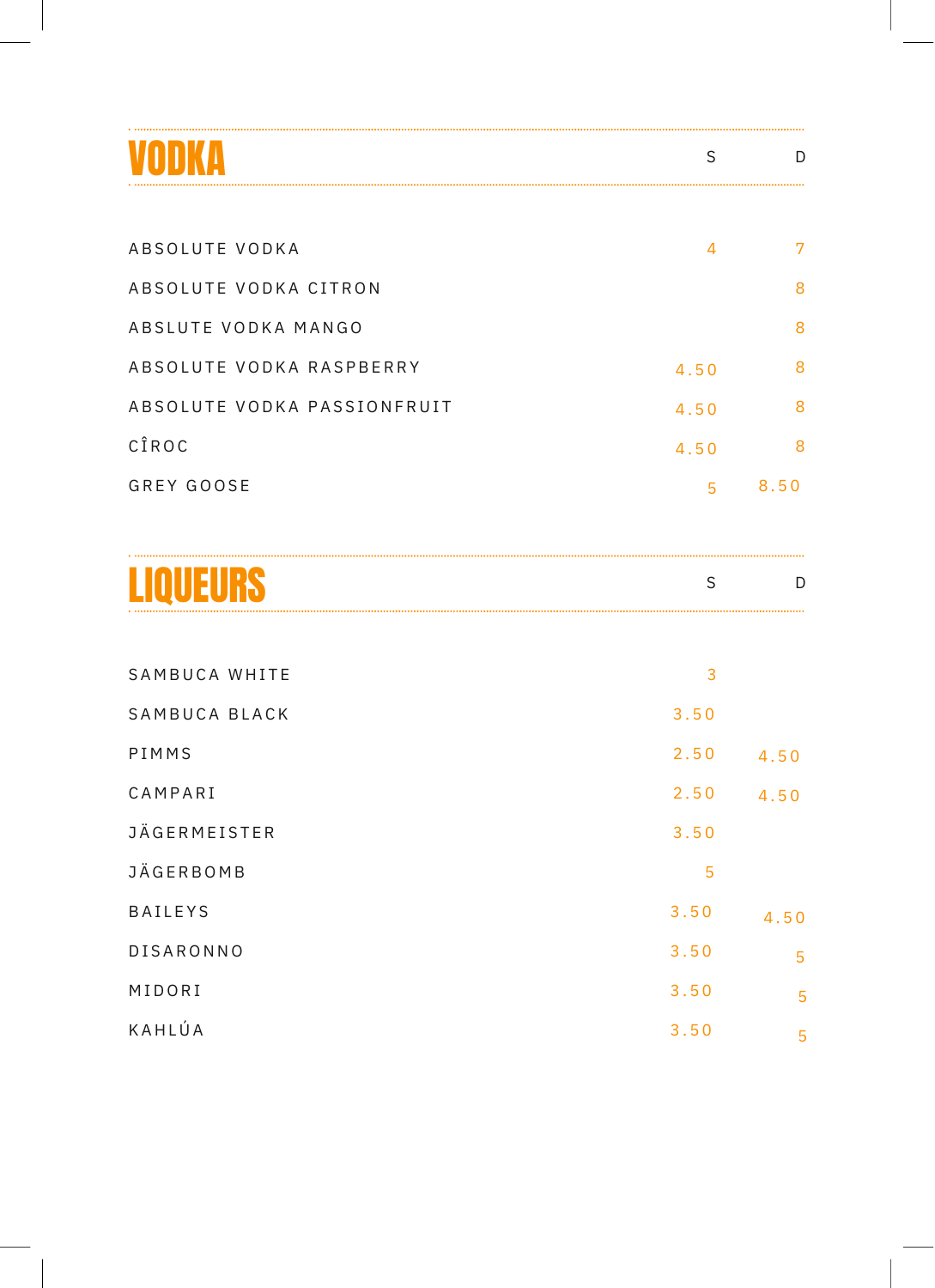# VODKA

| | S | D |
|---|---|---|
| ABSOLUTE VODKA | 4 | 7 |
| ABSOLUTE VODKA CITRON | | 8 |
| ABSLUTE VODKA MANGO | | 8 |
| ABSOLUTE VODKA RASPBERRY | 4.50 | 8 |
| ABSOLUTE VODKA PASSIONFRUIT | 4.50 | 8 |
| CÎROC | 4.50 | 8 |
| GREY GOOSE | 5 | 8.50 |

# LIQUEURS

| | S | D |
|---|---|---|
| SAMBUCA WHITE | 3 | |
| SAMBUCA BLACK | 3.50 | |
| PIMMS | 2.50 | 4.50 |
| CAMPARI | 2.50 | 4.50 |
| JÄGERMEISTER | 3.50 | |
| JÄGERBOMB | 5 | |
| BAILEYS | 3.50 | 4.50 |
| DISARONNO | 3.50 | 5 |
| MIDORI | 3.50 | 5 |
| KAHLÚA | 3.50 | 5 |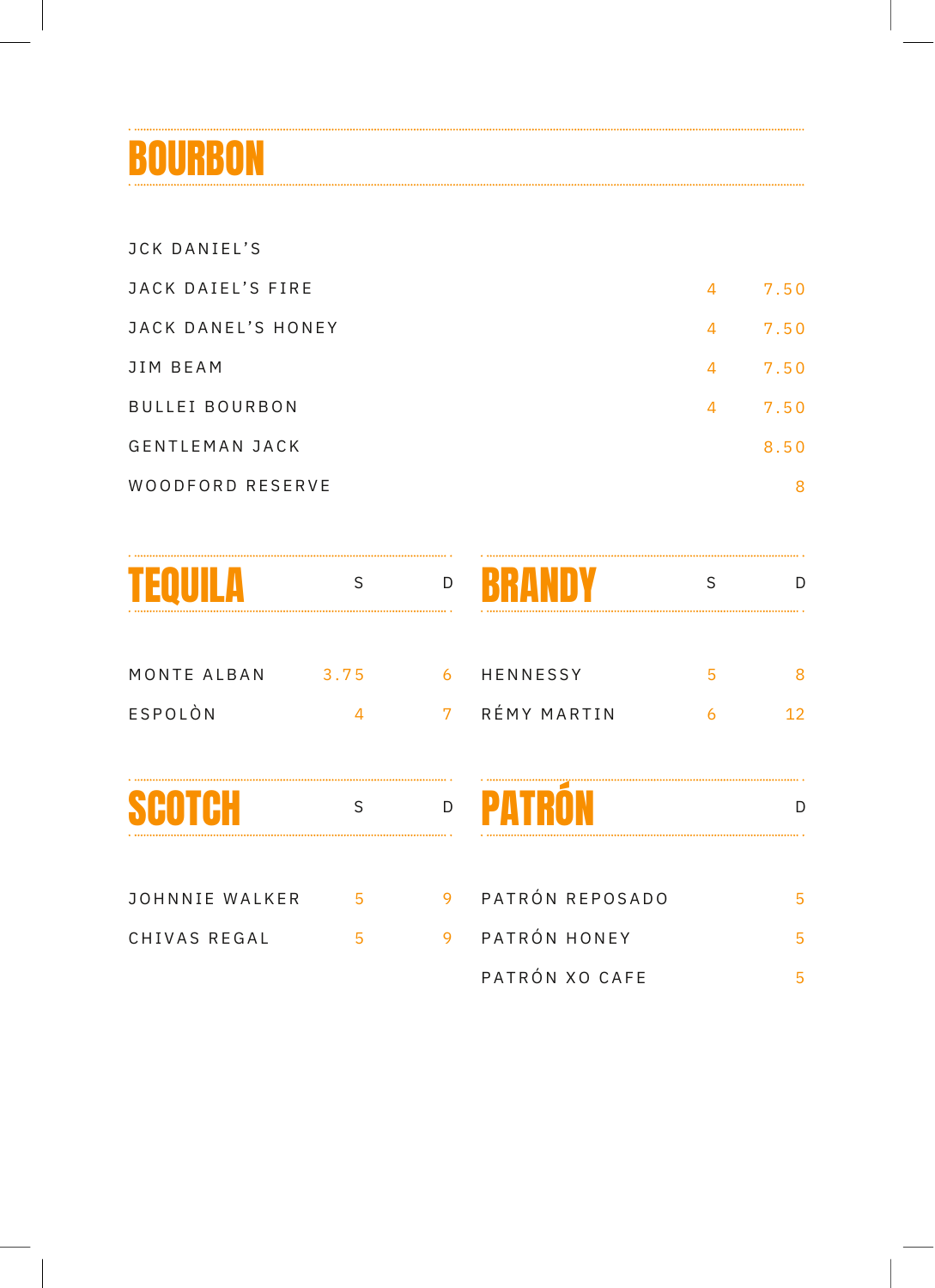# BOURBON

| | | |
|---|---|---|
| JCK DANIEL'S | | |
| JACK DAIEL'S FIRE | 4 | 7.50 |
| JACK DANEL'S HONEY | 4 | 7.50 |
| JIM BEAM | 4 | 7.50 |
| BULLEI BOURBON | 4 | 7.50 |
| GENTLEMAN JACK | | 8.50 |
| WOODFORD RESERVE | | 8 |

# TEQUILA

| | S | D |
|---|---|---|
| MONTE ALBAN | 3.75 | 6 |
| ESPOLÒN | 4 | 7 |

# BRANDY

| | S | D |
|---|---|---|
| HENNESSY | 5 | 8 |
| RÉMY MARTIN | 6 | 12 |

# SCOTCH

| | S | D |
|---|---|---|
| JOHNNIE WALKER | 5 | 9 |
| CHIVAS REGAL | 5 | 9 |

# PATRÓN

| | D |
|---|---|
| PATRÓN REPOSADO | 5 |
| PATRÓN HONEY | 5 |
| PATRÓN XO CAFE | 5 |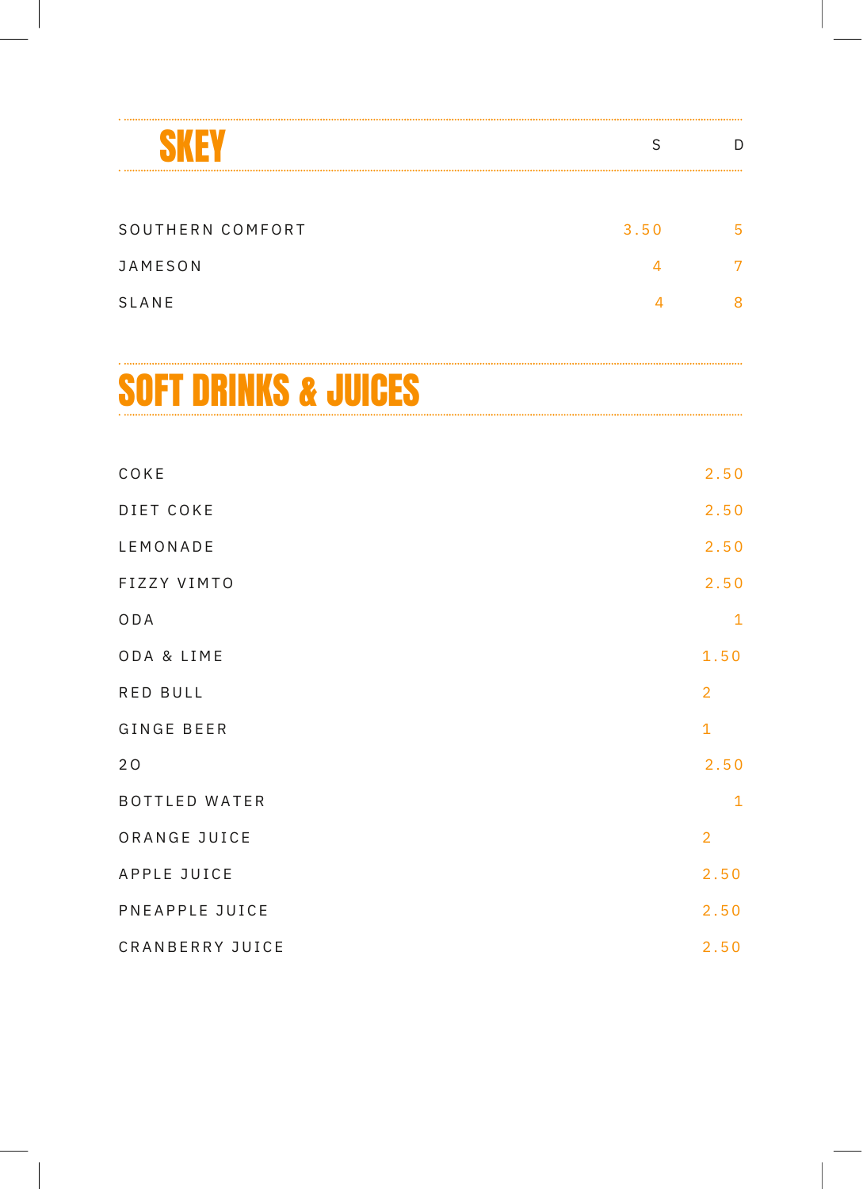## SKEY

| | S | D |
|---|---|---|
| SOUTHERN COMFORT | 3.50 | 5 |
| JAMESON | 4 | 7 |
| SLANE | 4 | 8 |

## SOFT DRINKS & JUICES

| | |
|---|---|
| COKE | 2.50 |
| DIET COKE | 2.50 |
| LEMONADE | 2.50 |
| FIZZY VIMTO | 2.50 |
| ODA | 1 |
| ODA & LIME | 1.50 |
| RED BULL | 2 |
| GINGE BEER | 1 |
| 2O | 2.50 |
| BOTTLED WATER | 1 |
| ORANGE JUICE | 2 |
| APPLE JUICE | 2.50 |
| PNEAPPLE JUICE | 2.50 |
| CRANBERRY JUICE | 2.50 |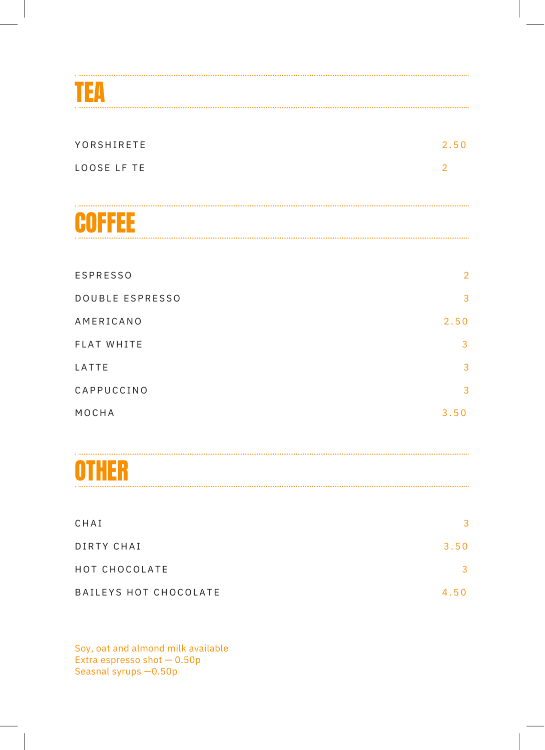# TEA

| | |
|---|---|
| YORSHIRETE | 2.50 |
| LOOSE LF TE | 2 |

# COFFEE

| | |
|---|---|
| ESPRESSO | 2 |
| DOUBLE ESPRESSO | 3 |
| AMERICANO | 2.50 |
| FLAT WHITE | 3 |
| LATTE | 3 |
| CAPPUCCINO | 3 |
| MOCHA | 3.50 |

# OTHER

| | |
|---|---|
| CHAI | 3 |
| DIRTY CHAI | 3.50 |
| HOT CHOCOLATE | 3 |
| BAILEYS HOT CHOCOLATE | 4.50 |

Soy, oat and almond milk available
Extra espresso shot — 0.50p
Seasnal syrups —0.50p